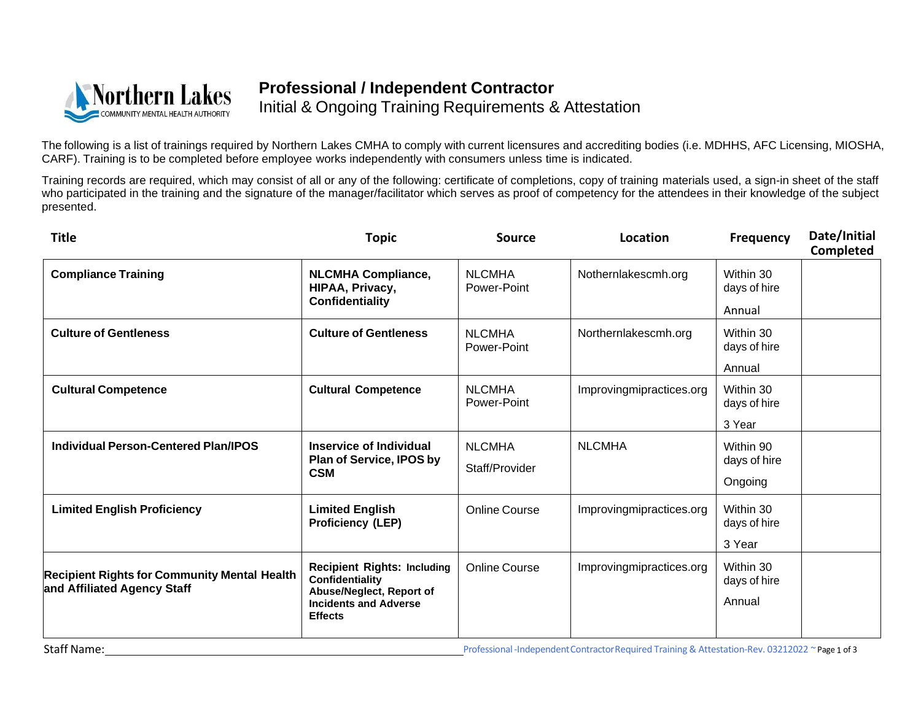# Professional / Independent Contractor

Initial & Ongoing Training Requirements & Attestation

The following is a list of trainings required by Northern Lakes CMHA to comply with current licensures and accrediting bodies (i.e. MDHHS, AFC Licensing, MIOSHA, CARF). Training is to be completed before employee works independently with consumers unless time is indicated.

Training records are required, which may consist of all or any of the following: certificate of completions, copy of training materials used, a sign-in sheet of the staff who participated in the training and the signature of the manager/facilitator which serves as proof of competency for the attendees in their knowledge of the subject presented.

| Title | Topic | Source | Location | Frequency | Date/Initial Completed |
|---|---|---|---|---|---|
| **Compliance Training** | **NLCMHA Compliance, HIPAA, Privacy, Confidentiality** | NLCMHA Power-Point | Nothernlakescmh.org | Within 30 days of hire<br>Annual | |
| **Culture of Gentleness** | **Culture of Gentleness** | NLCMHA Power-Point | Northernlakescmh.org | Within 30 days of hire<br>Annual | |
| **Cultural Competence** | **Cultural Competence** | NLCMHA Power-Point | Improvingmipractices.org | Within 30 days of hire<br>3 Year | |
| **Individual Person-Centered Plan/IPOS** | **Inservice of Individual Plan of Service, IPOS by CSM** | NLCMHA<br>Staff/Provider | NLCMHA | Within 90 days of hire<br>Ongoing | |
| **Limited English Proficiency** | **Limited English Proficiency (LEP)** | Online Course | Improvingmipractices.org | Within 30 days of hire<br>3 Year | |
| **Recipient Rights for Community Mental Health and Affiliated Agency Staff** | **Recipient Rights: Including Confidentiality Abuse/Neglect, Report of Incidents and Adverse Effects** | Online Course | Improvingmipractices.org | Within 30 days of hire<br>Annual | |

Staff Name: ______________________________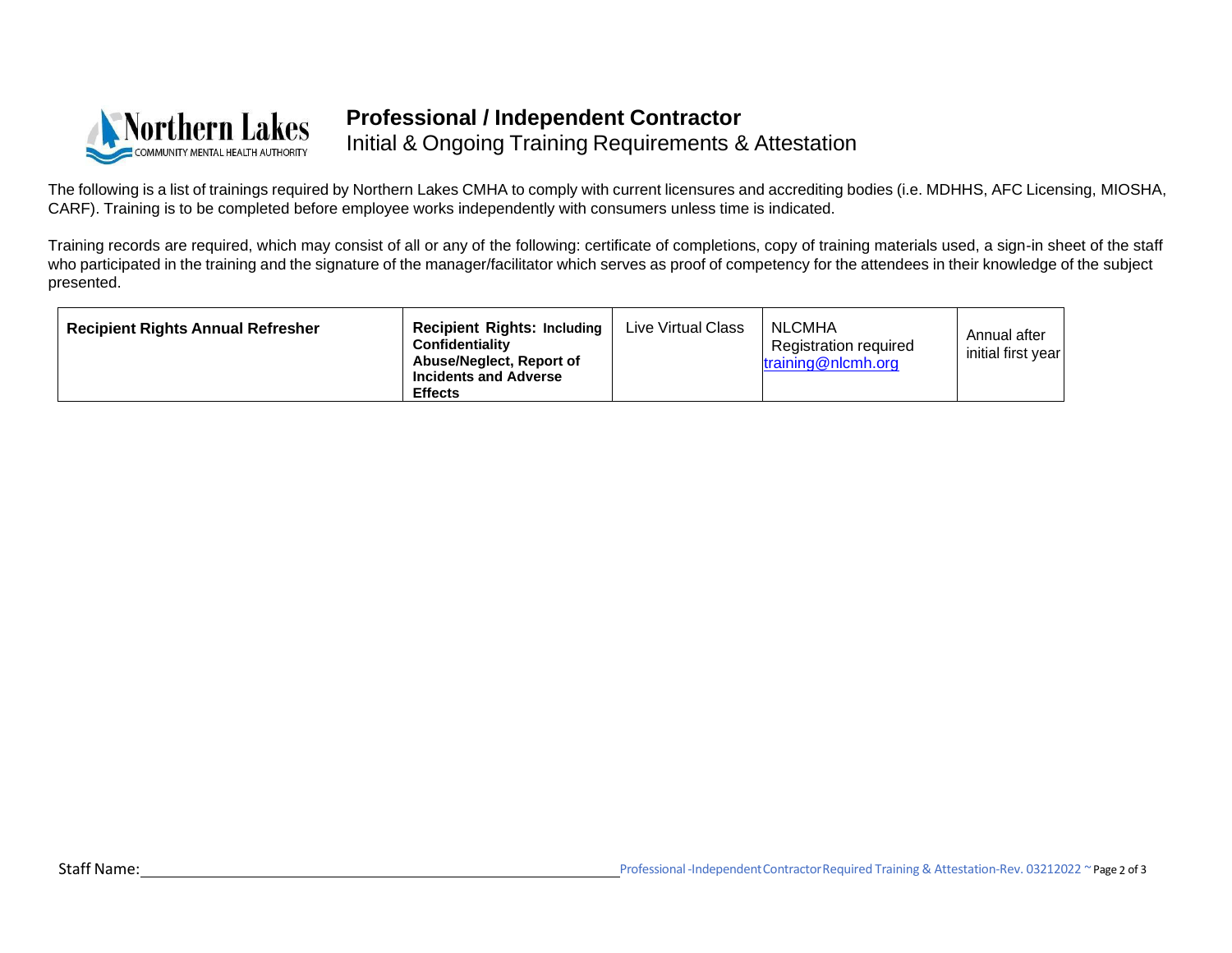# Professional / Independent Contractor

Initial & Ongoing Training Requirements & Attestation

The following is a list of trainings required by Northern Lakes CMHA to comply with current licensures and accrediting bodies (i.e. MDHHS, AFC Licensing, MIOSHA, CARF). Training is to be completed before employee works independently with consumers unless time is indicated.

Training records are required, which may consist of all or any of the following: certificate of completions, copy of training materials used, a sign-in sheet of the staff who participated in the training and the signature of the manager/facilitator which serves as proof of competency for the attendees in their knowledge of the subject presented.

| | | | | |
|---|---|---|---|---|
| **Recipient Rights Annual Refresher** | **Recipient Rights: Including Confidentiality Abuse/Neglect, Report of Incidents and Adverse Effects** | Live Virtual Class | NLCMHA Registration required training@nlcmh.org | Annual after initial first year |

Staff Name: ______________________________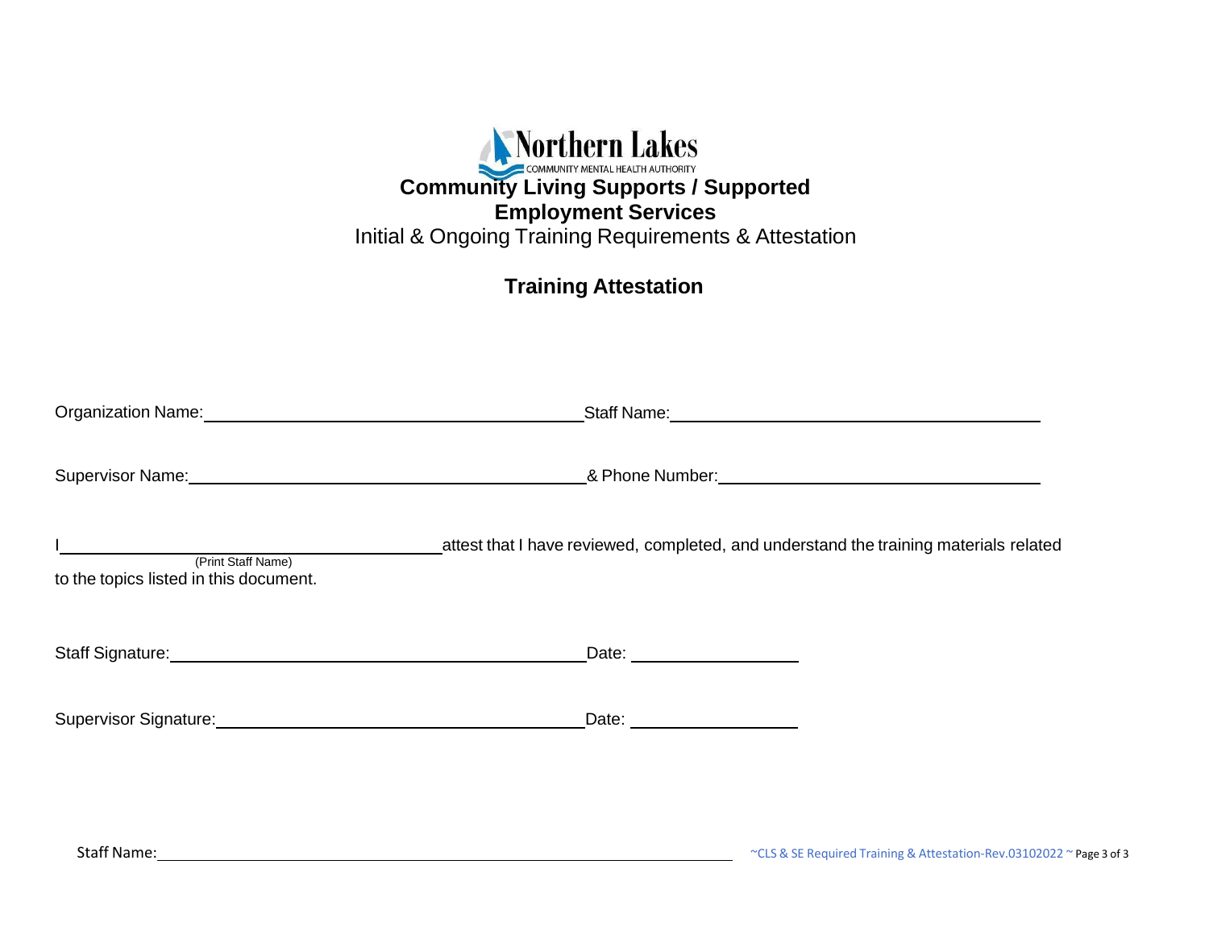Northern Lakes

COMMUNITY MENTAL HEALTH AUTHORITY

# Community Living Supports / Supported Employment Services

Initial & Ongoing Training Requirements & Attestation

## Training Attestation

Organization Name:\_\_\_\_\_\_\_\_\_\_\_\_\_\_\_\_\_\_\_\_\_\_\_\_\_\_\_\_\_\_\_\_\_\_\_\_\_\_\_\_ Staff Name:\_\_\_\_\_\_\_\_\_\_\_\_\_\_\_\_\_\_\_\_\_\_\_\_\_\_\_\_\_\_\_\_\_\_\_\_\_\_\_\_

Supervisor Name:\_\_\_\_\_\_\_\_\_\_\_\_\_\_\_\_\_\_\_\_\_\_\_\_\_\_\_\_\_\_\_\_\_\_\_\_\_\_\_\_ & Phone Number:\_\_\_\_\_\_\_\_\_\_\_\_\_\_\_\_\_\_\_\_\_\_\_\_\_\_\_\_\_\_\_\_\_\_

I\_\_\_\_\_\_\_\_\_\_\_\_\_\_\_\_\_\_\_\_\_\_\_\_\_\_\_\_\_\_\_\_\_\_\_\_\_\_\_\_ attest that I have reviewed, completed, and understand the training materials related to the topics listed in this document.
(Print Staff Name)

Staff Signature:\_\_\_\_\_\_\_\_\_\_\_\_\_\_\_\_\_\_\_\_\_\_\_\_\_\_\_\_\_\_\_\_\_\_\_\_\_\_\_\_ Date: \_\_\_\_\_\_\_\_\_\_\_\_\_\_\_\_\_\_

Supervisor Signature:\_\_\_\_\_\_\_\_\_\_\_\_\_\_\_\_\_\_\_\_\_\_\_\_\_\_\_\_\_\_\_\_\_\_\_\_\_\_\_\_ Date: \_\_\_\_\_\_\_\_\_\_\_\_\_\_\_\_\_\_

Staff Name:\_\_\_\_\_\_\_\_\_\_\_\_\_\_\_\_\_\_\_\_\_\_\_\_\_\_\_\_\_\_\_\_\_\_\_\_\_\_\_\_\_\_\_\_\_\_\_\_\_\_\_\_\_\_\_\_